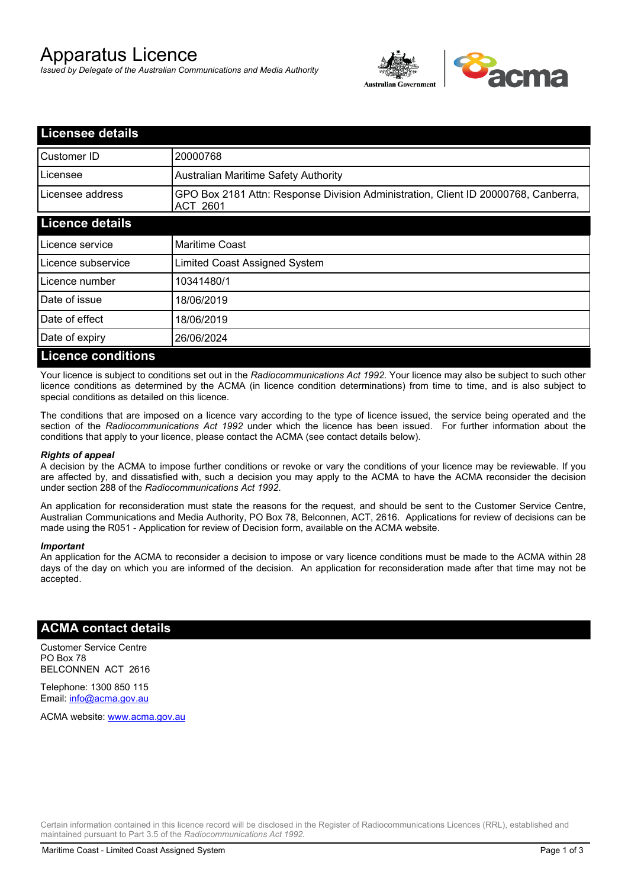# Apparatus Licence

*Issued by Delegate of the Australian Communications and Media Authority*

## Licensee details

| | |
|---|---|
| Customer ID | 20000768 |
| Licensee | Australian Maritime Safety Authority |
| Licensee address | GPO Box 2181 Attn: Response Division Administration, Client ID 20000768, Canberra, ACT 2601 |

## Licence details

| | |
|---|---|
| Licence service | Maritime Coast |
| Licence subservice | Limited Coast Assigned System |
| Licence number | 10341480/1 |
| Date of issue | 18/06/2019 |
| Date of effect | 18/06/2019 |
| Date of expiry | 26/06/2024 |

## Licence conditions

Your licence is subject to conditions set out in the *Radiocommunications Act 1992*. Your licence may also be subject to such other licence conditions as determined by the ACMA (in licence condition determinations) from time to time, and is also subject to special conditions as detailed on this licence.

The conditions that are imposed on a licence vary according to the type of licence issued, the service being operated and the section of the *Radiocommunications Act 1992* under which the licence has been issued. For further information about the conditions that apply to your licence, please contact the ACMA (see contact details below).

***Rights of appeal***

A decision by the ACMA to impose further conditions or revoke or vary the conditions of your licence may be reviewable. If you are affected by, and dissatisfied with, such a decision you may apply to the ACMA to have the ACMA reconsider the decision under section 288 of the *Radiocommunications Act 1992*.

An application for reconsideration must state the reasons for the request, and should be sent to the Customer Service Centre, Australian Communications and Media Authority, PO Box 78, Belconnen, ACT, 2616. Applications for review of decisions can be made using the R051 - Application for review of Decision form, available on the ACMA website.

***Important***

An application for the ACMA to reconsider a decision to impose or vary licence conditions must be made to the ACMA within 28 days of the day on which you are informed of the decision. An application for reconsideration made after that time may not be accepted.

## ACMA contact details

Customer Service Centre
PO Box 78
BELCONNEN ACT 2616

Telephone: 1300 850 115
Email: info@acma.gov.au

ACMA website: www.acma.gov.au

Certain information contained in this licence record will be disclosed in the Register of Radiocommunications Licences (RRL), established and maintained pursuant to Part 3.5 of the *Radiocommunications Act 1992.*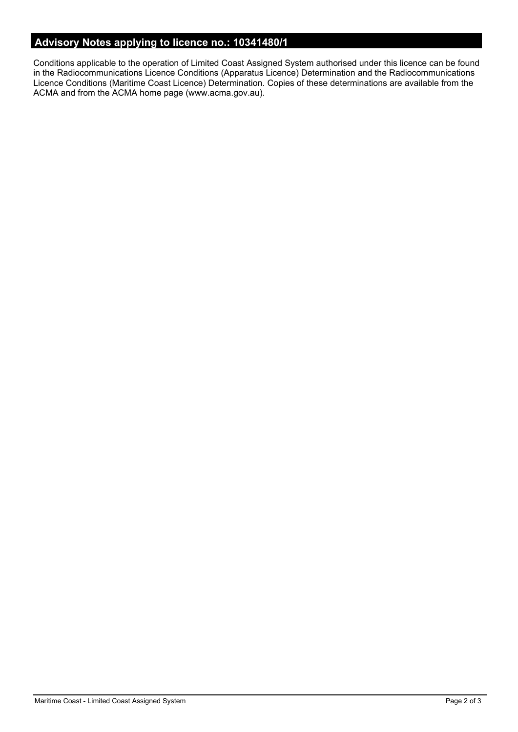## Advisory Notes applying to licence no.: 10341480/1

Conditions applicable to the operation of Limited Coast Assigned System authorised under this licence can be found in the Radiocommunications Licence Conditions (Apparatus Licence) Determination and the Radiocommunications Licence Conditions (Maritime Coast Licence) Determination. Copies of these determinations are available from the ACMA and from the ACMA home page (www.acma.gov.au).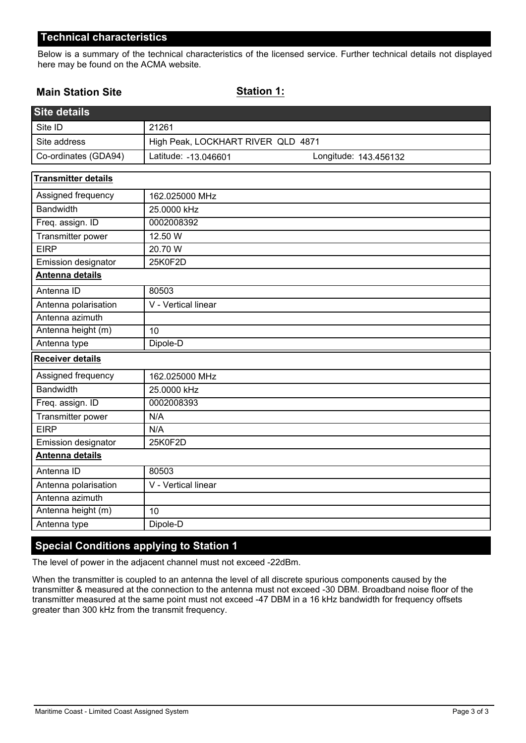## Technical characteristics

Below is a summary of the technical characteristics of the licensed service. Further technical details not displayed here may be found on the ACMA website.

**Main Station Site** **Station 1:**

| Site details | |
|---|---|
| Site ID | 21261 |
| Site address | High Peak, LOCKHART RIVER QLD 4871 |
| Co-ordinates (GDA94) | Latitude: -13.046601 Longitude: 143.456132 |

| **Transmitter details** | |
|---|---|
| Assigned frequency | 162.025000 MHz |
| Bandwidth | 25.0000 kHz |
| Freq. assign. ID | 0002008392 |
| Transmitter power | 12.50 W |
| EIRP | 20.70 W |
| Emission designator | 25K0F2D |
| **Antenna details** | |
| Antenna ID | 80503 |
| Antenna polarisation | V - Vertical linear |
| Antenna azimuth | |
| Antenna height (m) | 10 |
| Antenna type | Dipole-D |
| **Receiver details** | |
| Assigned frequency | 162.025000 MHz |
| Bandwidth | 25.0000 kHz |
| Freq. assign. ID | 0002008393 |
| Transmitter power | N/A |
| EIRP | N/A |
| Emission designator | 25K0F2D |
| **Antenna details** | |
| Antenna ID | 80503 |
| Antenna polarisation | V - Vertical linear |
| Antenna azimuth | |
| Antenna height (m) | 10 |
| Antenna type | Dipole-D |

## Special Conditions applying to Station 1

The level of power in the adjacent channel must not exceed -22dBm.

When the transmitter is coupled to an antenna the level of all discrete spurious components caused by the transmitter & measured at the connection to the antenna must not exceed -30 DBM. Broadband noise floor of the transmitter measured at the same point must not exceed -47 DBM in a 16 kHz bandwidth for frequency offsets greater than 300 kHz from the transmit frequency.